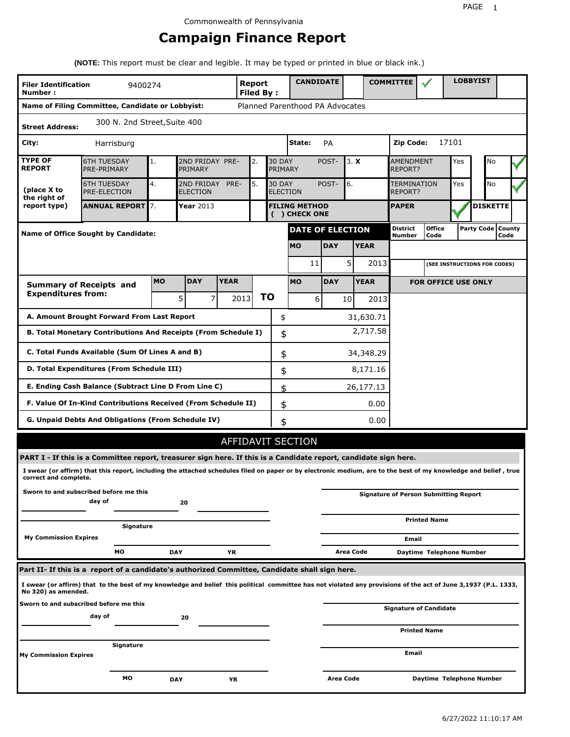Commonwealth of Pennsylvania

# Campaign Finance Report

**(NOTE:** This report must be clear and legible. It may be typed or printed in blue or black ink.)

| **Filer Identification Number :** | 9400274 | **Report Filed By :** | **CANDIDATE** | | **COMMITTEE** | ✓ | **LOBBYIST** | |
|---|---|---|---|---|---|---|---|---|

**Name of Filing Committee, Candidate or Lobbyist:** Planned Parenthood PA Advocates

**Street Address:** 300 N. 2nd Street,Suite 400

**City:** Harrisburg **State:** PA **Zip Code:** 17101

| **TYPE OF REPORT** (place X to the right of report type) | | | | | | | | |
|---|---|---|---|---|---|---|---|---|
| 6TH TUESDAY PRE-PRIMARY | 1. | 2ND FRIDAY PRE-PRIMARY | 2. | 30 DAY POST-PRIMARY | 3. **X** | AMENDMENT REPORT? | Yes | No ✓ |
| 6TH TUESDAY PRE-ELECTION | 4. | 2ND FRIDAY PRE-ELECTION | 5. | 30 DAY POST-ELECTION | 6. | TERMINATION REPORT? | Yes | No ✓ |
| **ANNUAL REPORT** | 7. | **Year** 2013 | | **FILING METHOD ( ) CHECK ONE** | | **PAPER** ✓ | **DISKETTE** | |

**Name of Office Sought by Candidate:**

| **DATE OF ELECTION** | | | **District Number** | **Office Code** | **Party Code** | **County Code** |
|---|---|---|---|---|---|---|
| **MO** | **DAY** | **YEAR** | | | | |
| 11 | 5 | 2013 | | **(SEE INSTRUCTIONS FOR CODES)** | | |

| **Summary of Receipts and Expenditures from:** | **MO** | **DAY** | **YEAR** | | **MO** | **DAY** | **YEAR** |
|---|---|---|---|---|---|---|---|
| | 5 | 7 | 2013 | **TO** | 6 | 10 | 2013 |

**FOR OFFICE USE ONLY**

| | | |
|---|---|---|
| **A. Amount Brought Forward From Last Report** | $ | 31,630.71 |
| **B. Total Monetary Contributions And Receipts (From Schedule I)** | $ | 2,717.58 |
| **C. Total Funds Available (Sum Of Lines A and B)** | $ | 34,348.29 |
| **D. Total Expenditures (From Schedule III)** | $ | 8,171.16 |
| **E. Ending Cash Balance (Subtract Line D From Line C)** | $ | 26,177.13 |
| **F. Value Of In-Kind Contributions Received (From Schedule II)** | $ | 0.00 |
| **G. Unpaid Debts And Obligations (From Schedule IV)** | $ | 0.00 |

## AFFIDAVIT SECTION

**PART I - If this is a Committee report, treasurer sign here. If this is a Candidate report, candidate sign here.**

**I swear (or affirm) that this report, including the attached schedules filed on paper or by electronic medium, are to the best of my knowledge and belief , true correct and complete.**

**Sworn to and subscribed before me this** ______ **day of** ______ **20** ______

**Signature**

**My Commission Expires**

**MO** **DAY** **YR**

**Signature of Person Submitting Report**

**Printed Name**

**Email**

**Area Code** **Daytime Telephone Number**

**Part II- If this is a report of a candidate's authorized Committee, Candidate shall sign here.**

**I swear (or affirm) that to the best of my knowledge and belief this political committee has not violated any provisions of the act of June 3,1937 (P.L. 1333, No 320) as amended.**

**Sworn to and subscribed before me this** ______ **day of** ______ **20** ______

**Signature**

**My Commission Expires**

**MO** **DAY** **YR**

**Signature of Candidate**

**Printed Name**

**Email**

**Area Code** **Daytime Telephone Number**

6/27/2022 11:10:17 AM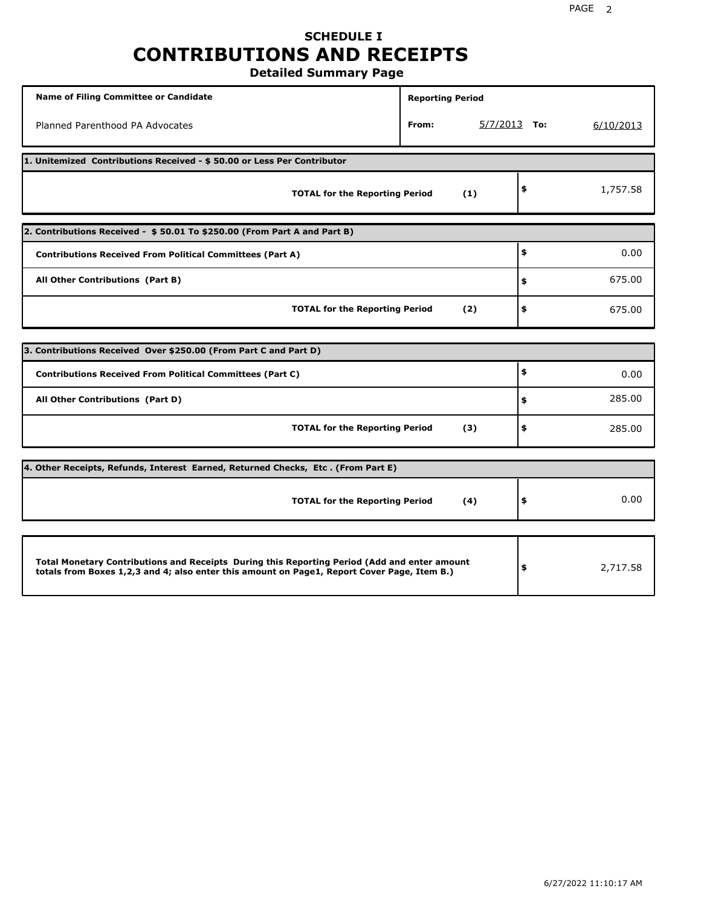# SCHEDULE I
# CONTRIBUTIONS AND RECEIPTS
## Detailed Summary Page

| Name of Filing Committee or Candidate | Reporting Period |
|---|---|
| Planned Parenthood PA Advocates | From: 5/7/2013 To: 6/10/2013 |

**1. Unitemized Contributions Received - $ 50.00 or Less Per Contributor**

| | | |
|---|---|---|
| **TOTAL for the Reporting Period** | **(1)** | $ 1,757.58 |

**2. Contributions Received - $ 50.01 To $250.00 (From Part A and Part B)**

| | | |
|---|---|---|
| **Contributions Received From Political Committees (Part A)** | | $ 0.00 |
| **All Other Contributions (Part B)** | | $ 675.00 |
| **TOTAL for the Reporting Period** | **(2)** | $ 675.00 |

**3. Contributions Received Over $250.00 (From Part C and Part D)**

| | | |
|---|---|---|
| **Contributions Received From Political Committees (Part C)** | | $ 0.00 |
| **All Other Contributions (Part D)** | | $ 285.00 |
| **TOTAL for the Reporting Period** | **(3)** | $ 285.00 |

**4. Other Receipts, Refunds, Interest Earned, Returned Checks, Etc . (From Part E)**

| | | |
|---|---|---|
| **TOTAL for the Reporting Period** | **(4)** | $ 0.00 |

| | |
|---|---|
| **Total Monetary Contributions and Receipts During this Reporting Period (Add and enter amount totals from Boxes 1,2,3 and 4; also enter this amount on Page1, Report Cover Page, Item B.)** | $ 2,717.58 |

6/27/2022 11:10:17 AM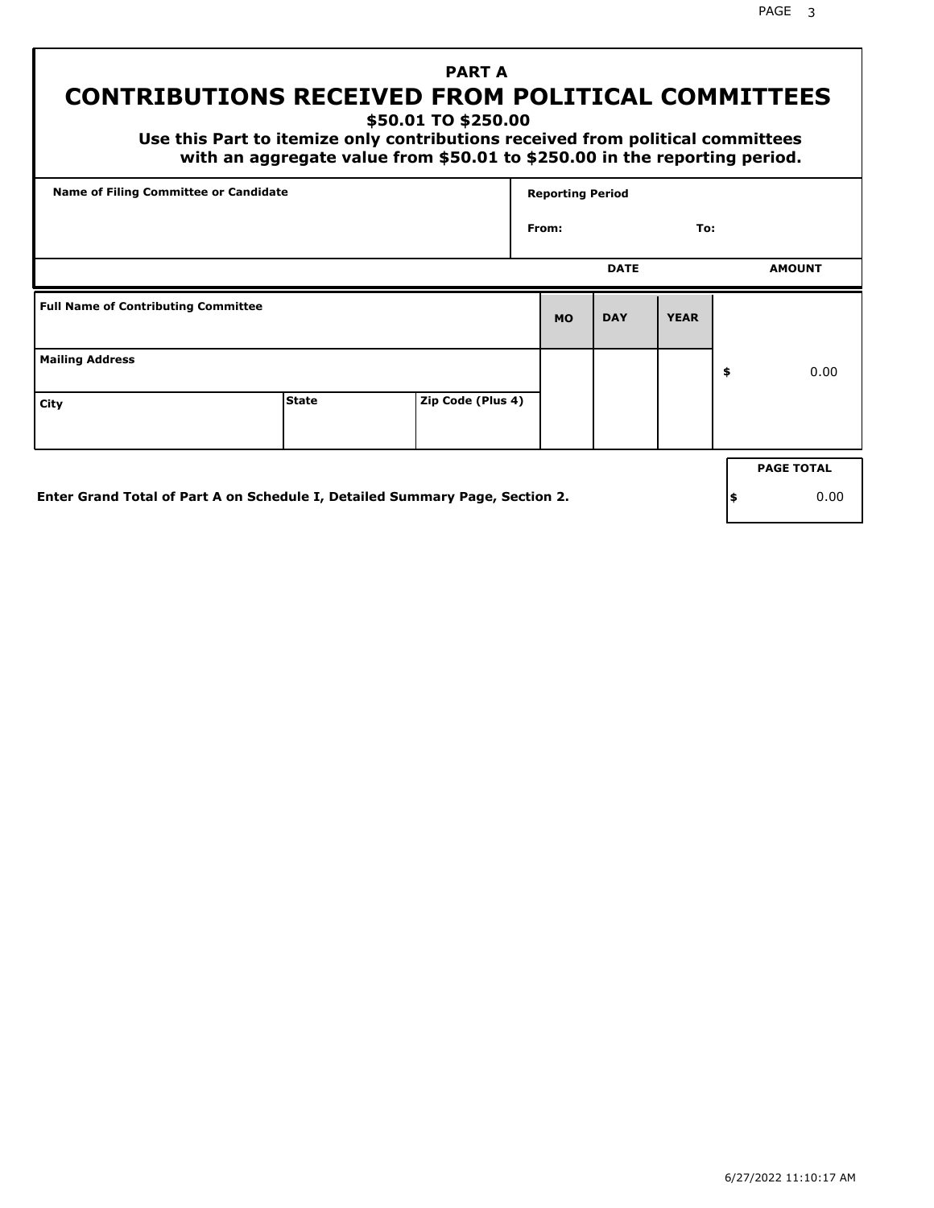## PART A

# CONTRIBUTIONS RECEIVED FROM POLITICAL COMMITTEES

### $50.01 TO $250.00

**Use this Part to itemize only contributions received from political committees with an aggregate value from $50.01 to $250.00 in the reporting period.**

| Name of Filing Committee or Candidate | Reporting Period |
|---|---|
| | From: To: |

| Full Name of Contributing Committee | | | DATE MO | DATE DAY | DATE YEAR | AMOUNT |
|---|---|---|---|---|---|---|
| Mailing Address | | | | | | $ 0.00 |
| City | State | Zip Code (Plus 4) | | | | |

**Enter Grand Total of Part A on Schedule I, Detailed Summary Page, Section 2.**

| PAGE TOTAL |
|---|
| $ 0.00 |

6/27/2022 11:10:17 AM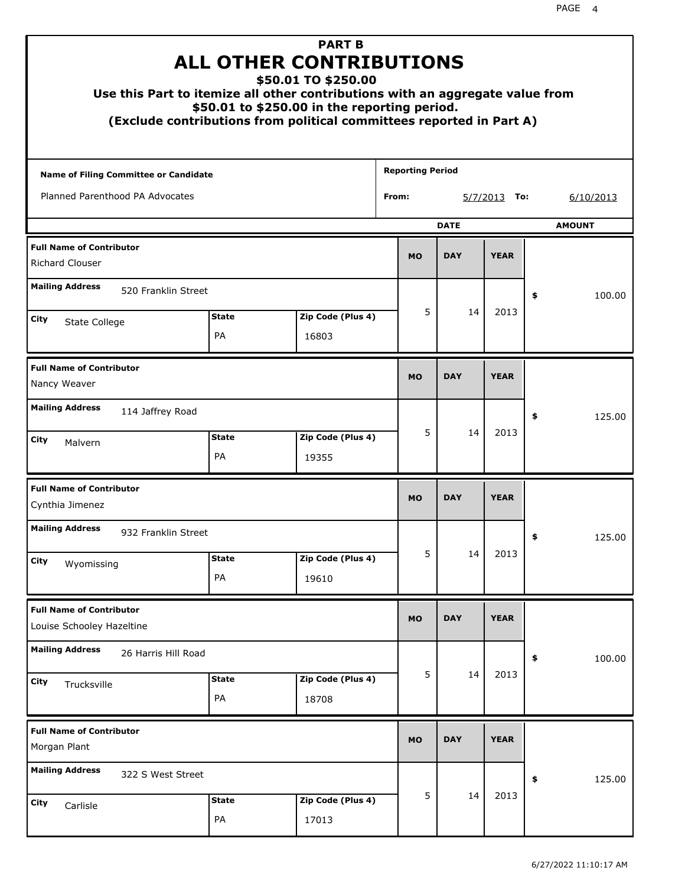# PART B
## ALL OTHER CONTRIBUTIONS
### $50.01 TO $250.00
### Use this Part to itemize all other contributions with an aggregate value from $50.01 to $250.00 in the reporting period.
### (Exclude contributions from political committees reported in Part A)

**Name of Filing Committee or Candidate:** Planned Parenthood PA Advocates

**Reporting Period From:** 5/7/2013 **To:** 6/10/2013

| Full Name of Contributor | Mailing Address | City | State | Zip Code (Plus 4) | MO | DAY | YEAR | AMOUNT |
|---|---|---|---|---|---|---|---|---|
| Richard Clouser | 520 Franklin Street | State College | PA | 16803 | 5 | 14 | 2013 | $ 100.00 |
| Nancy Weaver | 114 Jaffrey Road | Malvern | PA | 19355 | 5 | 14 | 2013 | $ 125.00 |
| Cynthia Jimenez | 932 Franklin Street | Wyomissing | PA | 19610 | 5 | 14 | 2013 | $ 125.00 |
| Louise Schooley Hazeltine | 26 Harris Hill Road | Trucksville | PA | 18708 | 5 | 14 | 2013 | $ 100.00 |
| Morgan Plant | 322 S West Street | Carlisle | PA | 17013 | 5 | 14 | 2013 | $ 125.00 |

6/27/2022 11:10:17 AM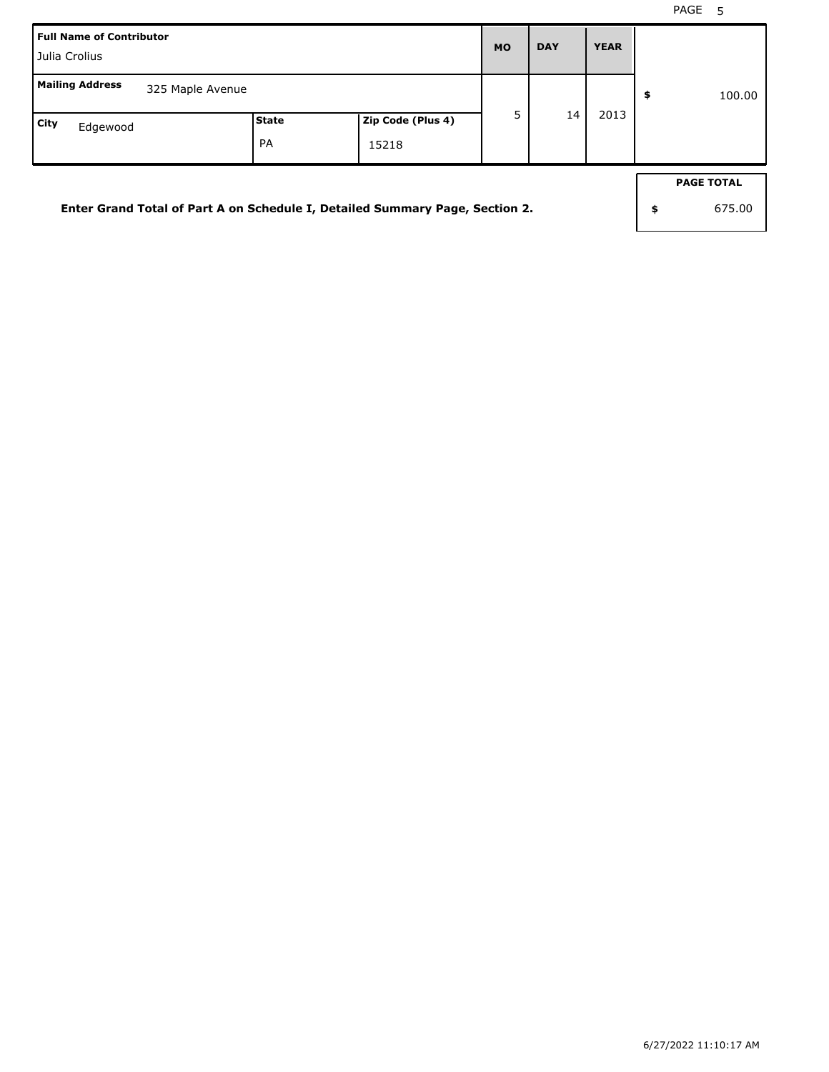| Full Name of Contributor | | | MO | DAY | YEAR | |
|---|---|---|---|---|---|---|
| Julia Crolius | | | | | | |
| **Mailing Address** 325 Maple Avenue | | | 5 | 14 | 2013 | $ 100.00 |
| **City** Edgewood | **State** PA | **Zip Code (Plus 4)** 15218 | | | | |

**Enter Grand Total of Part A on Schedule I, Detailed Summary Page, Section 2.**

| PAGE TOTAL |
|---|
| $ 675.00 |

6/27/2022 11:10:17 AM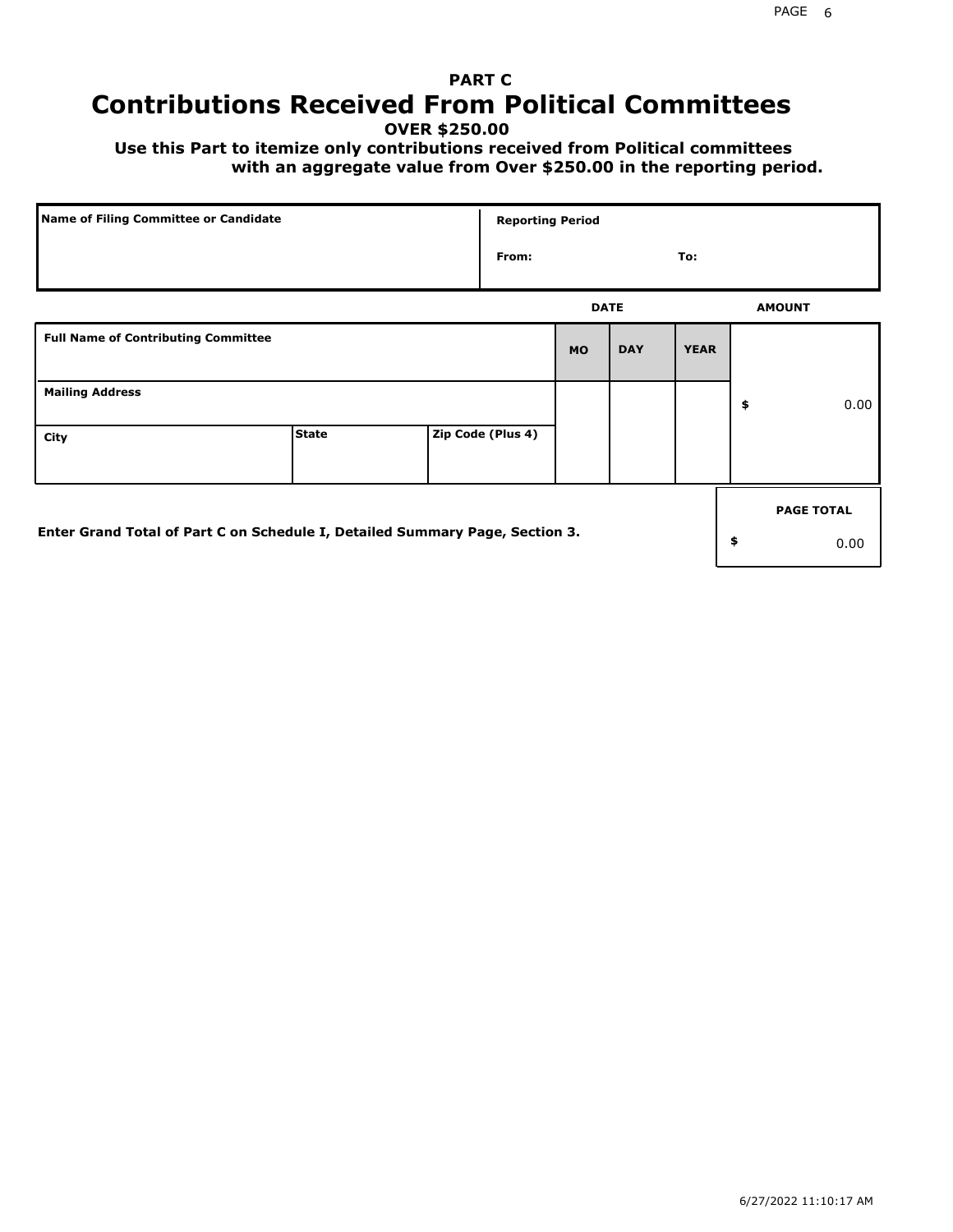## PART C

# Contributions Received From Political Committees

**OVER $250.00**

**Use this Part to itemize only contributions received from Political committees with an aggregate value from Over $250.00 in the reporting period.**

| Name of Filing Committee or Candidate | Reporting Period |
|---|---|
| | From: To: |

| Full Name of Contributing Committee | | | DATE MO | DATE DAY | DATE YEAR | AMOUNT |
|---|---|---|---|---|---|---|
| Mailing Address | | | | | | $ 0.00 |
| City | State | Zip Code (Plus 4) | | | | |

**Enter Grand Total of Part C on Schedule I, Detailed Summary Page, Section 3.**

| PAGE TOTAL |
|---|
| $ 0.00 |

6/27/2022 11:10:17 AM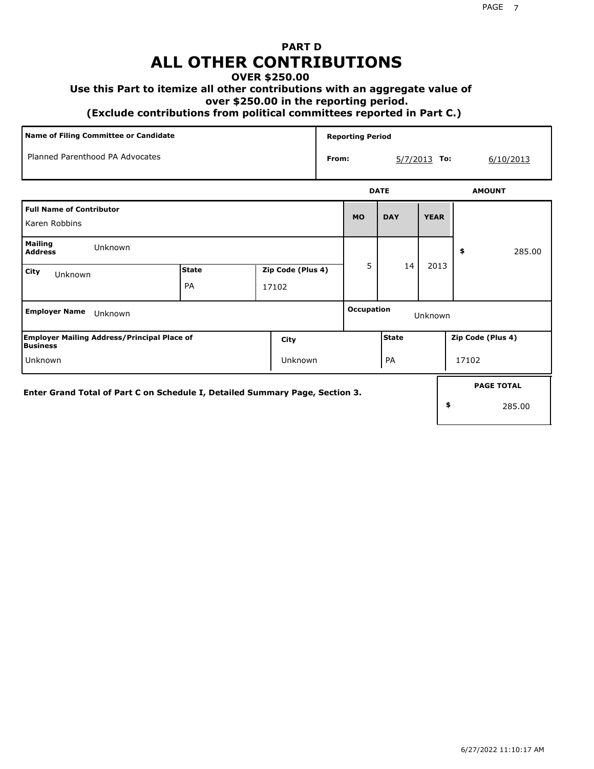# PART D
# ALL OTHER CONTRIBUTIONS
### OVER $250.00
### Use this Part to itemize all other contributions with an aggregate value of over $250.00 in the reporting period.
### (Exclude contributions from political committees reported in Part C.)

| Name of Filing Committee or Candidate | Reporting Period |
|---|---|
| Planned Parenthood PA Advocates | From: 5/7/2013 To: 6/10/2013 |

| Full Name of Contributor | | | DATE MO | DAY | YEAR | AMOUNT |
|---|---|---|---|---|---|---|
| Karen Robbins | | | 5 | 14 | 2013 | $ 285.00 |
| Mailing Address: Unknown | | | | | | |
| City: Unknown | State: PA | Zip Code (Plus 4): 17102 | | | | |
| Employer Name: Unknown | | | Occupation: Unknown | | | |
| Employer Mailing Address/Principal Place of Business: Unknown | City: Unknown | | State: PA | | Zip Code (Plus 4): 17102 | |

Enter Grand Total of Part C on Schedule I, Detailed Summary Page, Section 3.

| PAGE TOTAL |
|---|
| $ 285.00 |

6/27/2022 11:10:17 AM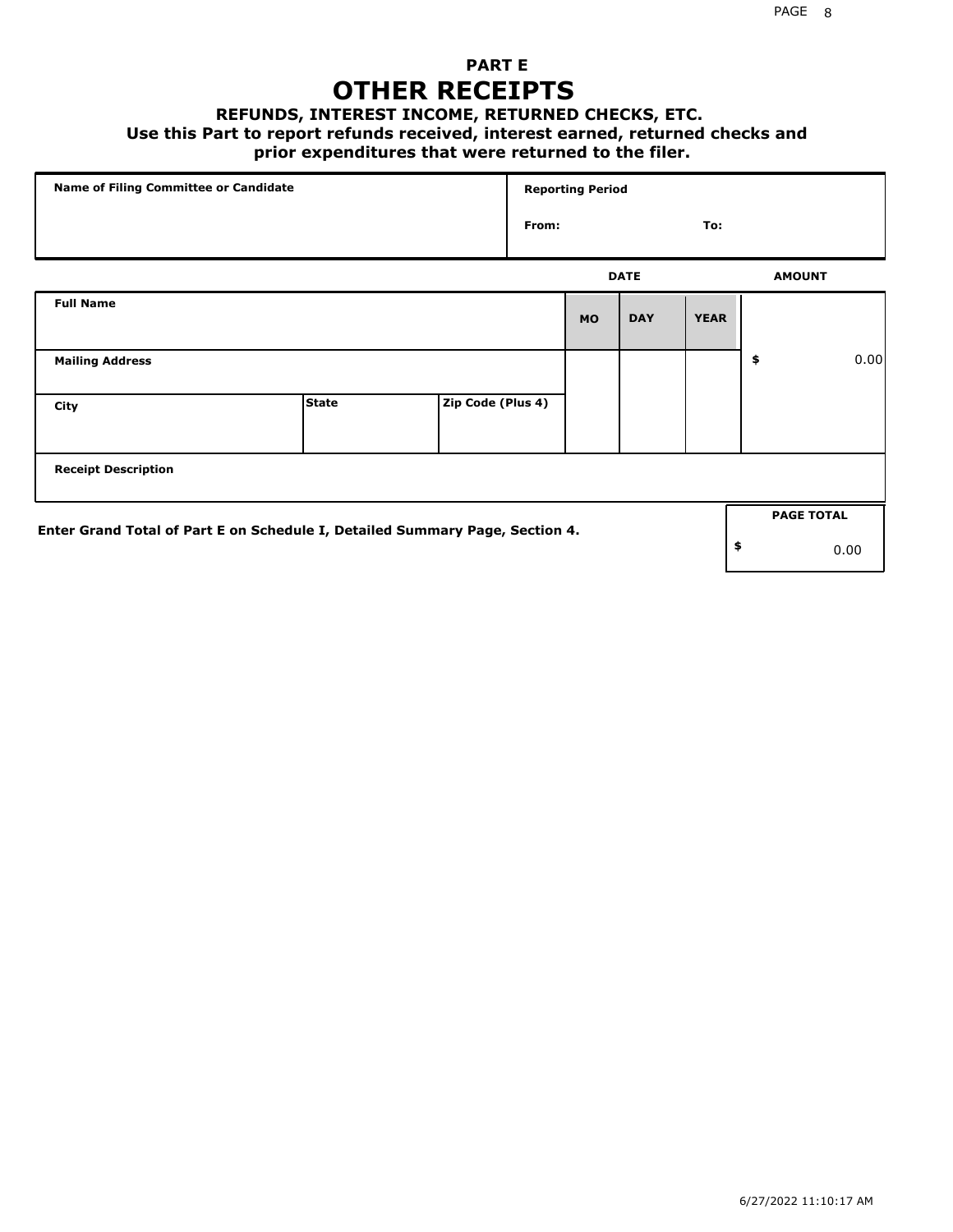# PART E

# OTHER RECEIPTS

### REFUNDS, INTEREST INCOME, RETURNED CHECKS, ETC.

**Use this Part to report refunds received, interest earned, returned checks and prior expenditures that were returned to the filer.**

| Name of Filing Committee or Candidate | Reporting Period |
|---|---|
| | From: To: |

| Full Name | | | DATE MO | DAY | YEAR | AMOUNT |
|---|---|---|---|---|---|---|
| **Mailing Address** | | | | | | $ 0.00 |
| **City** | **State** | **Zip Code (Plus 4)** | | | | |
| **Receipt Description** | | | | | | |

**Enter Grand Total of Part E on Schedule I, Detailed Summary Page, Section 4.**

| PAGE TOTAL |
|---|
| $ 0.00 |

6/27/2022 11:10:17 AM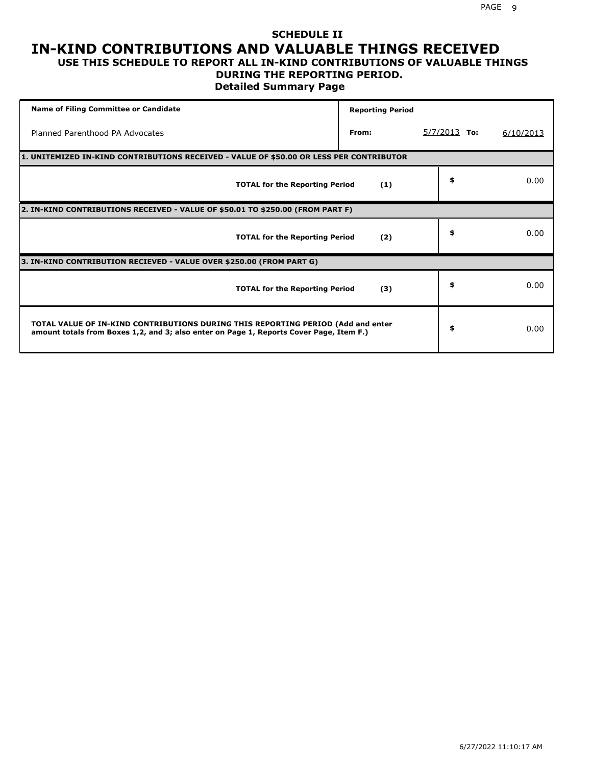## SCHEDULE II

# IN-KIND CONTRIBUTIONS AND VALUABLE THINGS RECEIVED

### USE THIS SCHEDULE TO REPORT ALL IN-KIND CONTRIBUTIONS OF VALUABLE THINGS DURING THE REPORTING PERIOD.

### Detailed Summary Page

| Name of Filing Committee or Candidate | Reporting Period | | | |
|---|---|---|---|---|
| Planned Parenthood PA Advocates | From: | 5/7/2013 | To: | 6/10/2013 |

| | | |
|---|---|---|
| **1. UNITEMIZED IN-KIND CONTRIBUTIONS RECEIVED - VALUE OF $50.00 OR LESS PER CONTRIBUTOR** | | |
| **TOTAL for the Reporting Period** | **(1)** | $ 0.00 |
| **2. IN-KIND CONTRIBUTIONS RECEIVED - VALUE OF $50.01 TO $250.00 (FROM PART F)** | | |
| **TOTAL for the Reporting Period** | **(2)** | $ 0.00 |
| **3. IN-KIND CONTRIBUTION RECIEVED - VALUE OVER $250.00 (FROM PART G)** | | |
| **TOTAL for the Reporting Period** | **(3)** | $ 0.00 |
| **TOTAL VALUE OF IN-KIND CONTRIBUTIONS DURING THIS REPORTING PERIOD (Add and enter amount totals from Boxes 1,2, and 3; also enter on Page 1, Reports Cover Page, Item F.)** | | $ 0.00 |

6/27/2022 11:10:17 AM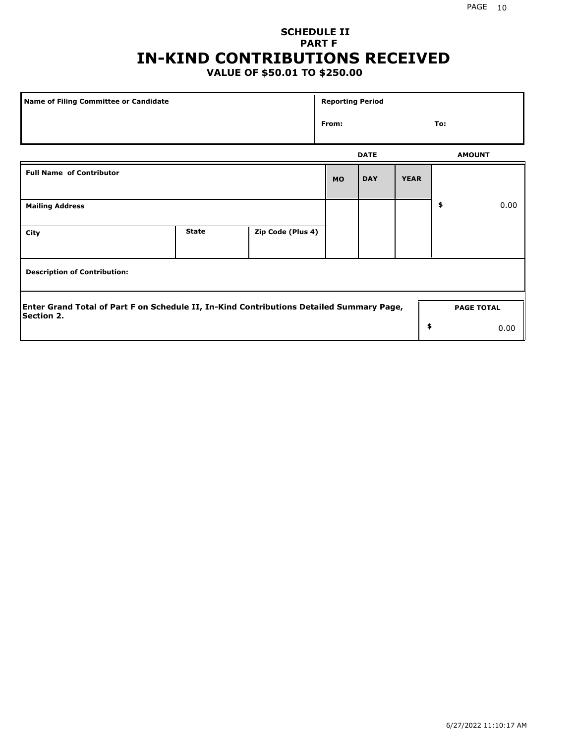# SCHEDULE II
## PART F
# IN-KIND CONTRIBUTIONS RECEIVED
### VALUE OF $50.01 TO $250.00

| Name of Filing Committee or Candidate | Reporting Period |
| --- | --- |
| | From: To: |

| Full Name of Contributor | | | DATE MO | DAY | YEAR | AMOUNT |
| --- | --- | --- | --- | --- | --- | --- |
| Mailing Address | | | | | | $ 0.00 |
| City | State | Zip Code (Plus 4) | | | | |
| Description of Contribution: | | | | | | |

| Enter Grand Total of Part F on Schedule II, In-Kind Contributions Detailed Summary Page, Section 2. | PAGE TOTAL |
| --- | --- |
| | $ 0.00 |

6/27/2022 11:10:17 AM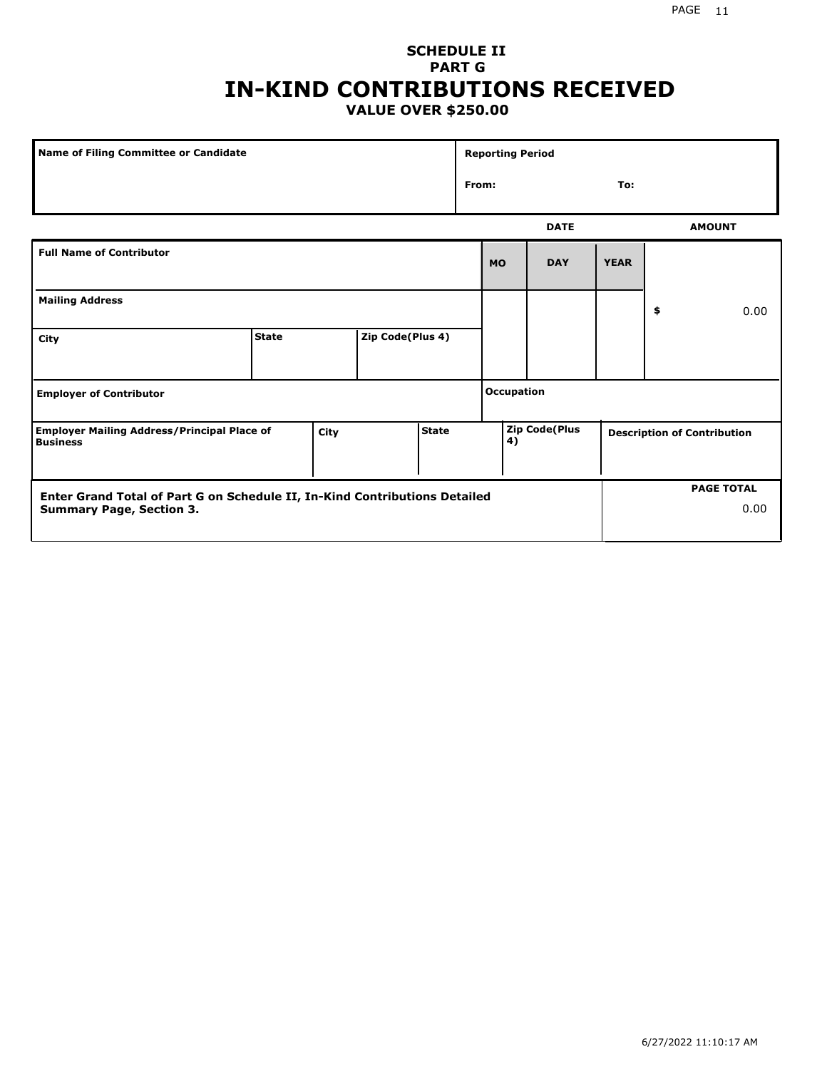# SCHEDULE II
## PART G
# IN-KIND CONTRIBUTIONS RECEIVED
### VALUE OVER $250.00

| Name of Filing Committee or Candidate | Reporting Period |
|---|---|
| | From: To: |

| Full Name of Contributor | | | DATE MO | DAY | YEAR | AMOUNT |
|---|---|---|---|---|---|---|
| Mailing Address | | | | | | $ 0.00 |
| City | State | Zip Code(Plus 4) | | | | |
| Employer of Contributor | | | Occupation | | | |
| Employer Mailing Address/Principal Place of Business | City | State | Zip Code(Plus 4) | | | Description of Contribution |

| Enter Grand Total of Part G on Schedule II, In-Kind Contributions Detailed Summary Page, Section 3. | PAGE TOTAL |
|---|---|
| | 0.00 |

6/27/2022 11:10:17 AM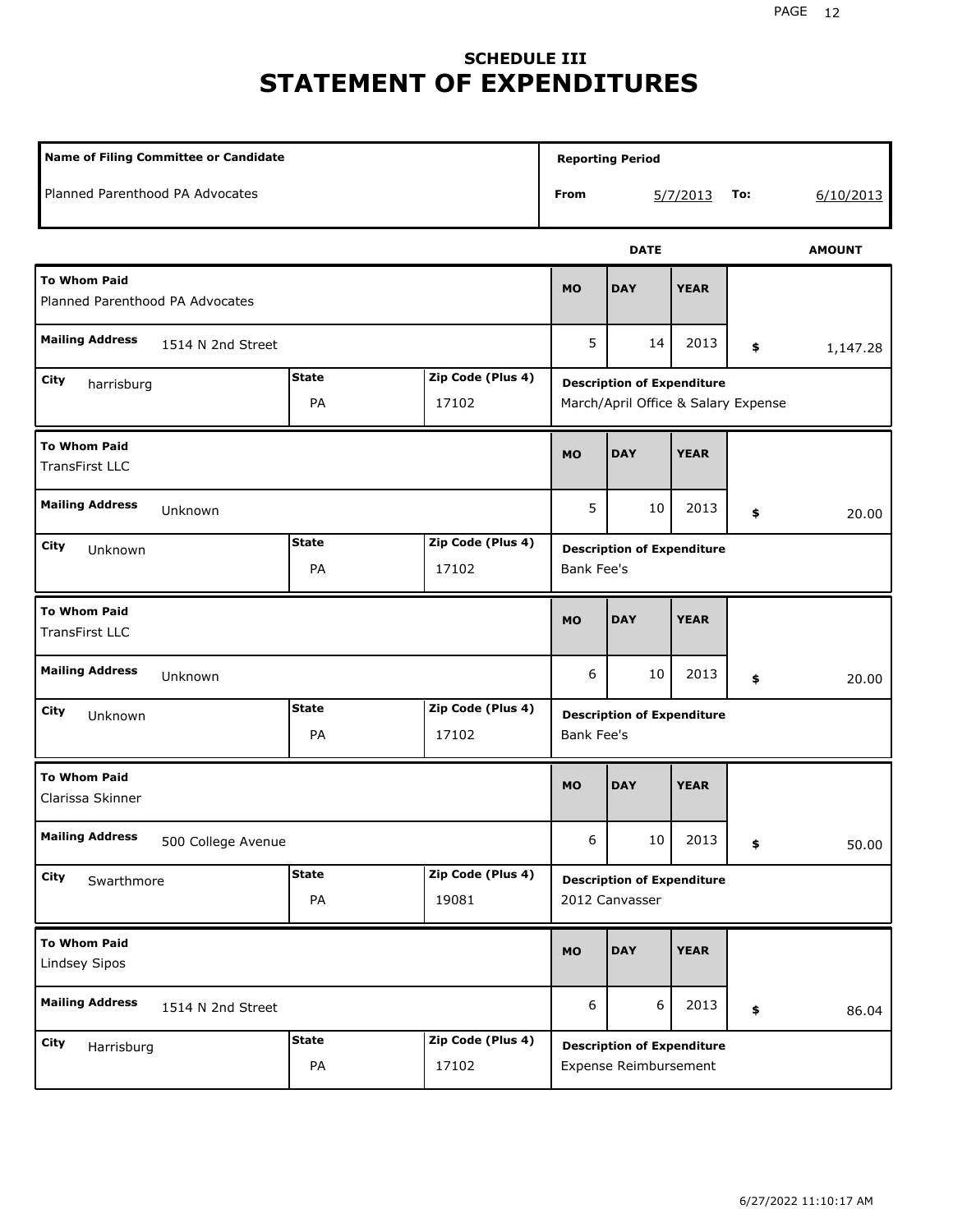## SCHEDULE III
# STATEMENT OF EXPENDITURES

| Name of Filing Committee or Candidate | Reporting Period |
|---|---|
| Planned Parenthood PA Advocates | From 5/7/2013 To: 6/10/2013 |

| To Whom Paid | Mailing Address | City | State | Zip Code (Plus 4) | MO | DAY | YEAR | AMOUNT | Description of Expenditure |
|---|---|---|---|---|---|---|---|---|---|
| Planned Parenthood PA Advocates | 1514 N 2nd Street | harrisburg | PA | 17102 | 5 | 14 | 2013 | $ 1,147.28 | March/April Office & Salary Expense |
| TransFirst LLC | Unknown | Unknown | PA | 17102 | 5 | 10 | 2013 | $ 20.00 | Bank Fee's |
| TransFirst LLC | Unknown | Unknown | PA | 17102 | 6 | 10 | 2013 | $ 20.00 | Bank Fee's |
| Clarissa Skinner | 500 College Avenue | Swarthmore | PA | 19081 | 6 | 10 | 2013 | $ 50.00 | 2012 Canvasser |
| Lindsey Sipos | 1514 N 2nd Street | Harrisburg | PA | 17102 | 6 | 6 | 2013 | $ 86.04 | Expense Reimbursement |

6/27/2022 11:10:17 AM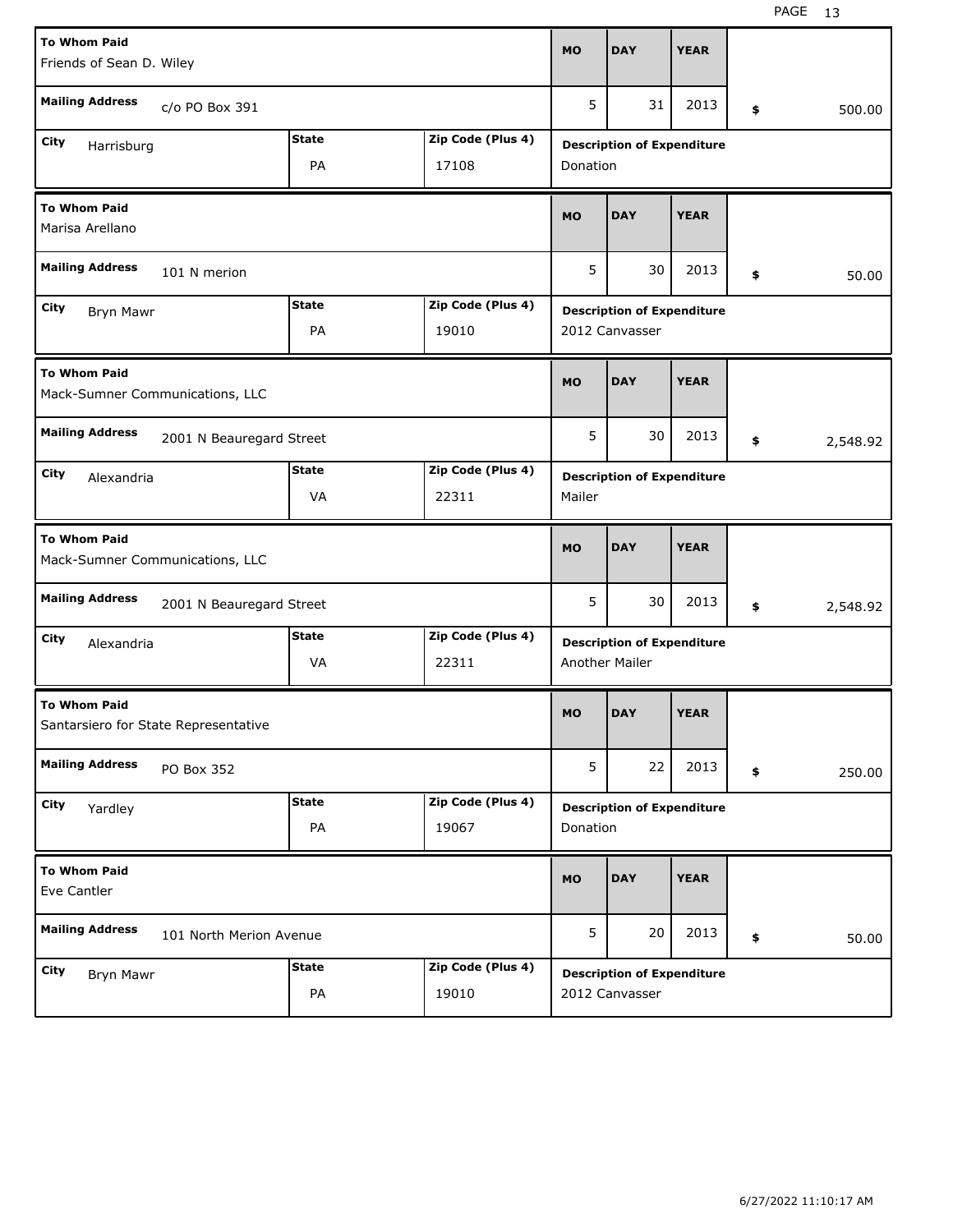| To Whom Paid | Mailing Address | City | State | Zip Code (Plus 4) | MO | DAY | YEAR | Amount | Description of Expenditure |
|---|---|---|---|---|---|---|---|---|---|
| Friends of Sean D. Wiley | c/o PO Box 391 | Harrisburg | PA | 17108 | 5 | 31 | 2013 | $ 500.00 | Donation |
| Marisa Arellano | 101 N merion | Bryn Mawr | PA | 19010 | 5 | 30 | 2013 | $ 50.00 | 2012 Canvasser |
| Mack-Sumner Communications, LLC | 2001 N Beauregard Street | Alexandria | VA | 22311 | 5 | 30 | 2013 | $ 2,548.92 | Mailer |
| Mack-Sumner Communications, LLC | 2001 N Beauregard Street | Alexandria | VA | 22311 | 5 | 30 | 2013 | $ 2,548.92 | Another Mailer |
| Santarsiero for State Representative | PO Box 352 | Yardley | PA | 19067 | 5 | 22 | 2013 | $ 250.00 | Donation |
| Eve Cantler | 101 North Merion Avenue | Bryn Mawr | PA | 19010 | 5 | 20 | 2013 | $ 50.00 | 2012 Canvasser |

6/27/2022 11:10:17 AM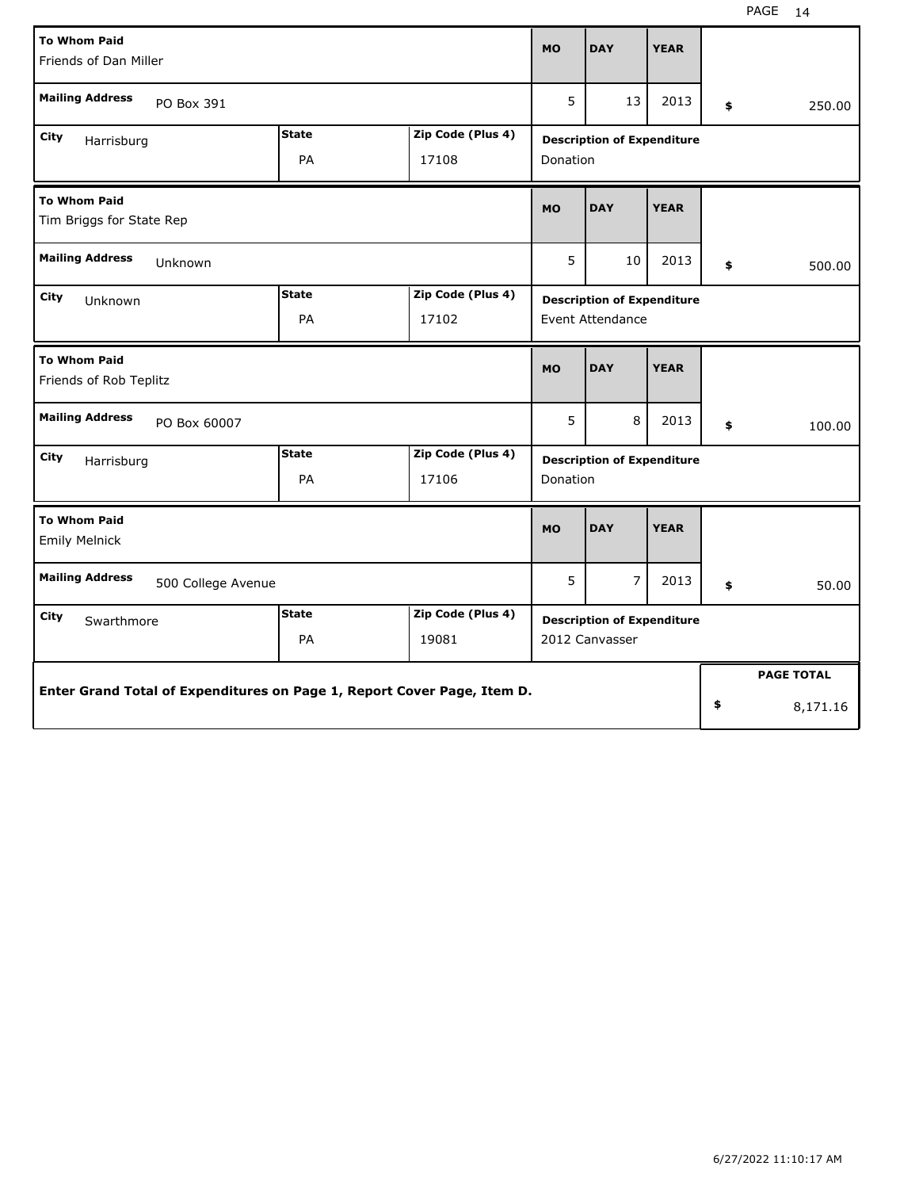| To Whom Paid | MO | DAY | YEAR | |
|---|---|---|---|---|
| Friends of Dan Miller | | | | |
| **Mailing Address** PO Box 391 | 5 | 13 | 2013 | $ 250.00 |
| **City** Harrisburg | **State** PA | **Zip Code (Plus 4)** 17108 | **Description of Expenditure** Donation | |

| To Whom Paid | MO | DAY | YEAR | |
|---|---|---|---|---|
| Tim Briggs for State Rep | | | | |
| **Mailing Address** Unknown | 5 | 10 | 2013 | $ 500.00 |
| **City** Unknown | **State** PA | **Zip Code (Plus 4)** 17102 | **Description of Expenditure** Event Attendance | |

| To Whom Paid | MO | DAY | YEAR | |
|---|---|---|---|---|
| Friends of Rob Teplitz | | | | |
| **Mailing Address** PO Box 60007 | 5 | 8 | 2013 | $ 100.00 |
| **City** Harrisburg | **State** PA | **Zip Code (Plus 4)** 17106 | **Description of Expenditure** Donation | |

| To Whom Paid | MO | DAY | YEAR | |
|---|---|---|---|---|
| Emily Melnick | | | | |
| **Mailing Address** 500 College Avenue | 5 | 7 | 2013 | $ 50.00 |
| **City** Swarthmore | **State** PA | **Zip Code (Plus 4)** 19081 | **Description of Expenditure** 2012 Canvasser | |

| | |
|---|---|
| **Enter Grand Total of Expenditures on Page 1, Report Cover Page, Item D.** | **PAGE TOTAL** $ 8,171.16 |